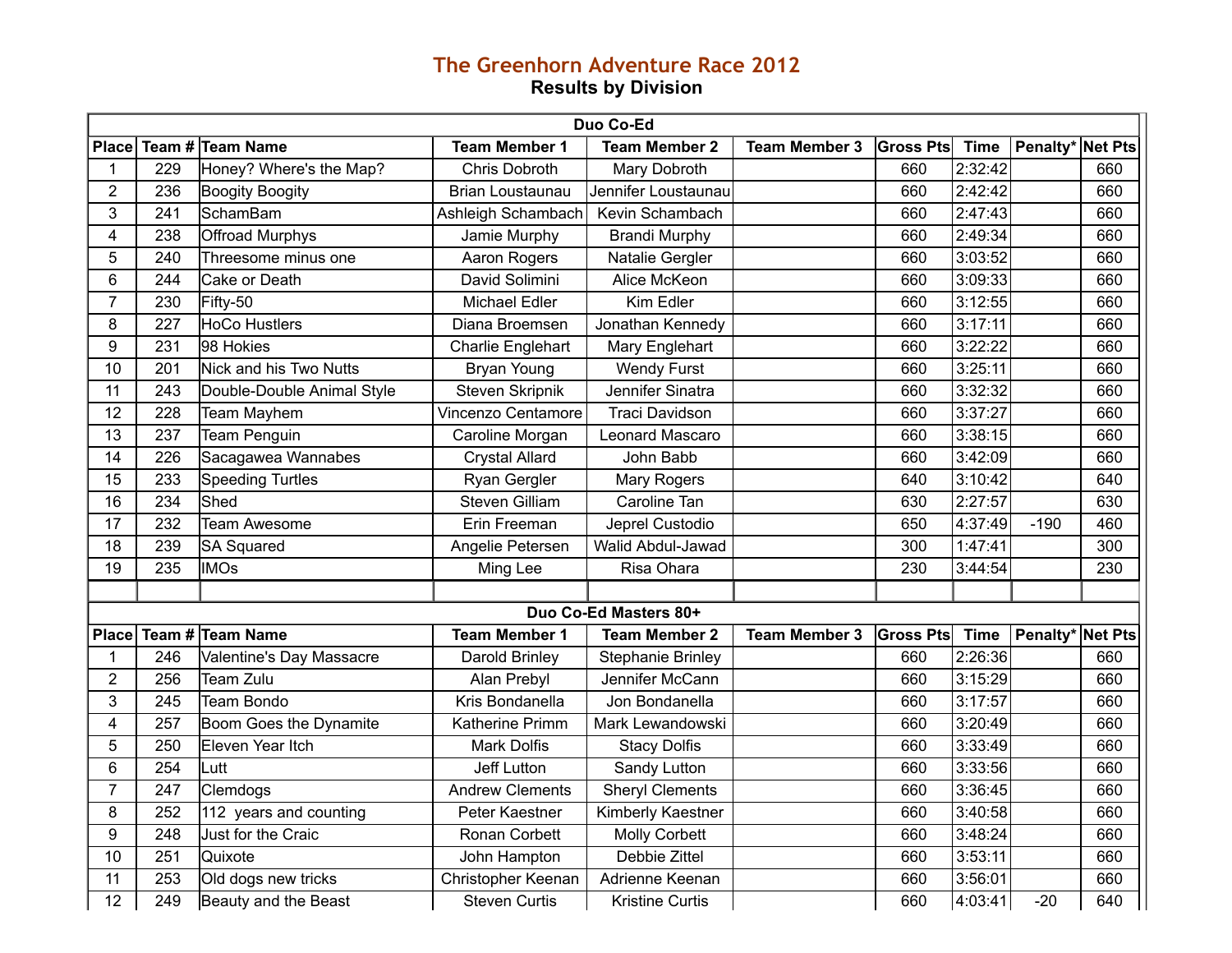# The Greenhorn Adventure Race 2012

## Results by Division

### Duo Co-Ed

| Place | Team # | Team Name | Team Member 1 | Team Member 2 | Team Member 3 | Gross Pts | Time | Penalty* | Net Pts |
|---|---|---|---|---|---|---|---|---|---|
| 1 | 229 | Honey? Where's the Map? | Chris Dobroth | Mary Dobroth | | 660 | 2:32:42 | | 660 |
| 2 | 236 | Boogity Boogity | Brian Loustaunau | Jennifer Loustaunau | | 660 | 2:42:42 | | 660 |
| 3 | 241 | SchamBam | Ashleigh Schambach | Kevin Schambach | | 660 | 2:47:43 | | 660 |
| 4 | 238 | Offroad Murphys | Jamie Murphy | Brandi Murphy | | 660 | 2:49:34 | | 660 |
| 5 | 240 | Threesome minus one | Aaron Rogers | Natalie Gergler | | 660 | 3:03:52 | | 660 |
| 6 | 244 | Cake or Death | David Solimini | Alice McKeon | | 660 | 3:09:33 | | 660 |
| 7 | 230 | Fifty-50 | Michael Edler | Kim Edler | | 660 | 3:12:55 | | 660 |
| 8 | 227 | HoCo Hustlers | Diana Broemsen | Jonathan Kennedy | | 660 | 3:17:11 | | 660 |
| 9 | 231 | 98 Hokies | Charlie Englehart | Mary Englehart | | 660 | 3:22:22 | | 660 |
| 10 | 201 | Nick and his Two Nutts | Bryan Young | Wendy Furst | | 660 | 3:25:11 | | 660 |
| 11 | 243 | Double-Double Animal Style | Steven Skripnik | Jennifer Sinatra | | 660 | 3:32:32 | | 660 |
| 12 | 228 | Team Mayhem | Vincenzo Centamore | Traci Davidson | | 660 | 3:37:27 | | 660 |
| 13 | 237 | Team Penguin | Caroline Morgan | Leonard Mascaro | | 660 | 3:38:15 | | 660 |
| 14 | 226 | Sacagawea Wannabes | Crystal Allard | John Babb | | 660 | 3:42:09 | | 660 |
| 15 | 233 | Speeding Turtles | Ryan Gergler | Mary Rogers | | 640 | 3:10:42 | | 640 |
| 16 | 234 | Shed | Steven Gilliam | Caroline Tan | | 630 | 2:27:57 | | 630 |
| 17 | 232 | Team Awesome | Erin Freeman | Jeprel Custodio | | 650 | 4:37:49 | -190 | 460 |
| 18 | 239 | SA Squared | Angelie Petersen | Walid Abdul-Jawad | | 300 | 1:47:41 | | 300 |
| 19 | 235 | IMOs | Ming Lee | Risa Ohara | | 230 | 3:44:54 | | 230 |

### Duo Co-Ed Masters 80+

| Place | Team # | Team Name | Team Member 1 | Team Member 2 | Team Member 3 | Gross Pts | Time | Penalty* | Net Pts |
|---|---|---|---|---|---|---|---|---|---|
| 1 | 246 | Valentine's Day Massacre | Darold Brinley | Stephanie Brinley | | 660 | 2:26:36 | | 660 |
| 2 | 256 | Team Zulu | Alan Prebyl | Jennifer McCann | | 660 | 3:15:29 | | 660 |
| 3 | 245 | Team Bondo | Kris Bondanella | Jon Bondanella | | 660 | 3:17:57 | | 660 |
| 4 | 257 | Boom Goes the Dynamite | Katherine Primm | Mark Lewandowski | | 660 | 3:20:49 | | 660 |
| 5 | 250 | Eleven Year Itch | Mark Dolfis | Stacy Dolfis | | 660 | 3:33:49 | | 660 |
| 6 | 254 | Lutt | Jeff Lutton | Sandy Lutton | | 660 | 3:33:56 | | 660 |
| 7 | 247 | Clemdogs | Andrew Clements | Sheryl Clements | | 660 | 3:36:45 | | 660 |
| 8 | 252 | 112 years and counting | Peter Kaestner | Kimberly Kaestner | | 660 | 3:40:58 | | 660 |
| 9 | 248 | Just for the Craic | Ronan Corbett | Molly Corbett | | 660 | 3:48:24 | | 660 |
| 10 | 251 | Quixote | John Hampton | Debbie Zittel | | 660 | 3:53:11 | | 660 |
| 11 | 253 | Old dogs new tricks | Christopher Keenan | Adrienne Keenan | | 660 | 3:56:01 | | 660 |
| 12 | 249 | Beauty and the Beast | Steven Curtis | Kristine Curtis | | 660 | 4:03:41 | -20 | 640 |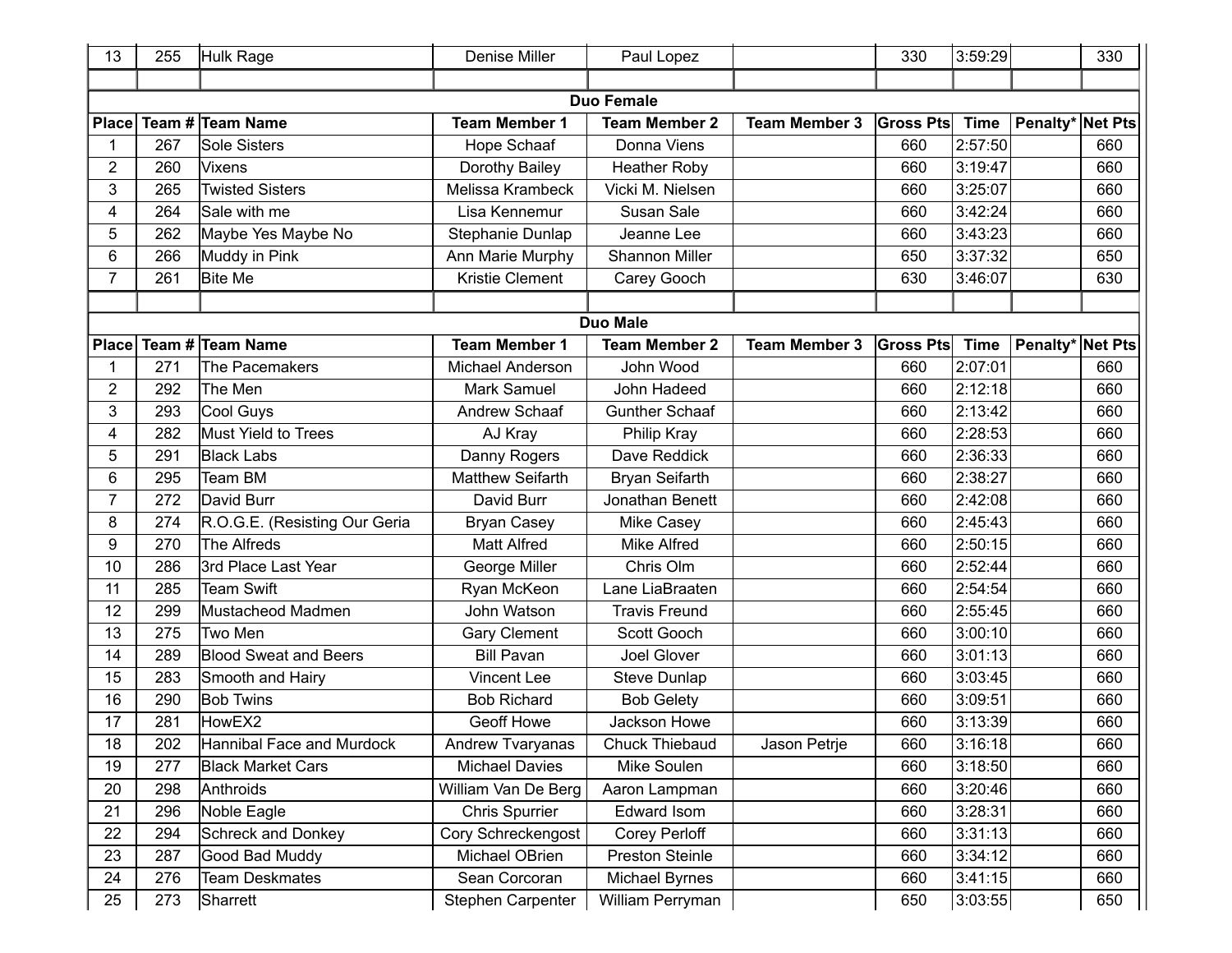| 13 | 255 | Hulk Rage | Denise Miller | Paul Lopez | | 330 | 3:59:29 | | 330 |
|---|---|---|---|---|---|---|---|---|---|

**Duo Female**

| Place | Team # | Team Name | Team Member 1 | Team Member 2 | Team Member 3 | Gross Pts | Time | Penalty* | Net Pts |
|---|---|---|---|---|---|---|---|---|---|
| 1 | 267 | Sole Sisters | Hope Schaaf | Donna Viens | | 660 | 2:57:50 | | 660 |
| 2 | 260 | Vixens | Dorothy Bailey | Heather Roby | | 660 | 3:19:47 | | 660 |
| 3 | 265 | Twisted Sisters | Melissa Krambeck | Vicki M. Nielsen | | 660 | 3:25:07 | | 660 |
| 4 | 264 | Sale with me | Lisa Kennemur | Susan Sale | | 660 | 3:42:24 | | 660 |
| 5 | 262 | Maybe Yes Maybe No | Stephanie Dunlap | Jeanne Lee | | 660 | 3:43:23 | | 660 |
| 6 | 266 | Muddy in Pink | Ann Marie Murphy | Shannon Miller | | 650 | 3:37:32 | | 650 |
| 7 | 261 | Bite Me | Kristie Clement | Carey Gooch | | 630 | 3:46:07 | | 630 |

**Duo Male**

| Place | Team # | Team Name | Team Member 1 | Team Member 2 | Team Member 3 | Gross Pts | Time | Penalty* | Net Pts |
|---|---|---|---|---|---|---|---|---|---|
| 1 | 271 | The Pacemakers | Michael Anderson | John Wood | | 660 | 2:07:01 | | 660 |
| 2 | 292 | The Men | Mark Samuel | John Hadeed | | 660 | 2:12:18 | | 660 |
| 3 | 293 | Cool Guys | Andrew Schaaf | Gunther Schaaf | | 660 | 2:13:42 | | 660 |
| 4 | 282 | Must Yield to Trees | AJ Kray | Philip Kray | | 660 | 2:28:53 | | 660 |
| 5 | 291 | Black Labs | Danny Rogers | Dave Reddick | | 660 | 2:36:33 | | 660 |
| 6 | 295 | Team BM | Matthew Seifarth | Bryan Seifarth | | 660 | 2:38:27 | | 660 |
| 7 | 272 | David Burr | David Burr | Jonathan Benett | | 660 | 2:42:08 | | 660 |
| 8 | 274 | R.O.G.E. (Resisting Our Geria | Bryan Casey | Mike Casey | | 660 | 2:45:43 | | 660 |
| 9 | 270 | The Alfreds | Matt Alfred | Mike Alfred | | 660 | 2:50:15 | | 660 |
| 10 | 286 | 3rd Place Last Year | George Miller | Chris Olm | | 660 | 2:52:44 | | 660 |
| 11 | 285 | Team Swift | Ryan McKeon | Lane LiaBraaten | | 660 | 2:54:54 | | 660 |
| 12 | 299 | Mustacheod Madmen | John Watson | Travis Freund | | 660 | 2:55:45 | | 660 |
| 13 | 275 | Two Men | Gary Clement | Scott Gooch | | 660 | 3:00:10 | | 660 |
| 14 | 289 | Blood Sweat and Beers | Bill Pavan | Joel Glover | | 660 | 3:01:13 | | 660 |
| 15 | 283 | Smooth and Hairy | Vincent Lee | Steve Dunlap | | 660 | 3:03:45 | | 660 |
| 16 | 290 | Bob Twins | Bob Richard | Bob Gelety | | 660 | 3:09:51 | | 660 |
| 17 | 281 | HowEX2 | Geoff Howe | Jackson Howe | | 660 | 3:13:39 | | 660 |
| 18 | 202 | Hannibal Face and Murdock | Andrew Tvaryanas | Chuck Thiebaud | Jason Petrje | 660 | 3:16:18 | | 660 |
| 19 | 277 | Black Market Cars | Michael Davies | Mike Soulen | | 660 | 3:18:50 | | 660 |
| 20 | 298 | Anthroids | William Van De Berg | Aaron Lampman | | 660 | 3:20:46 | | 660 |
| 21 | 296 | Noble Eagle | Chris Spurrier | Edward Isom | | 660 | 3:28:31 | | 660 |
| 22 | 294 | Schreck and Donkey | Cory Schreckengost | Corey Perloff | | 660 | 3:31:13 | | 660 |
| 23 | 287 | Good Bad Muddy | Michael OBrien | Preston Steinle | | 660 | 3:34:12 | | 660 |
| 24 | 276 | Team Deskmates | Sean Corcoran | Michael Byrnes | | 660 | 3:41:15 | | 660 |
| 25 | 273 | Sharrett | Stephen Carpenter | William Perryman | | 650 | 3:03:55 | | 650 |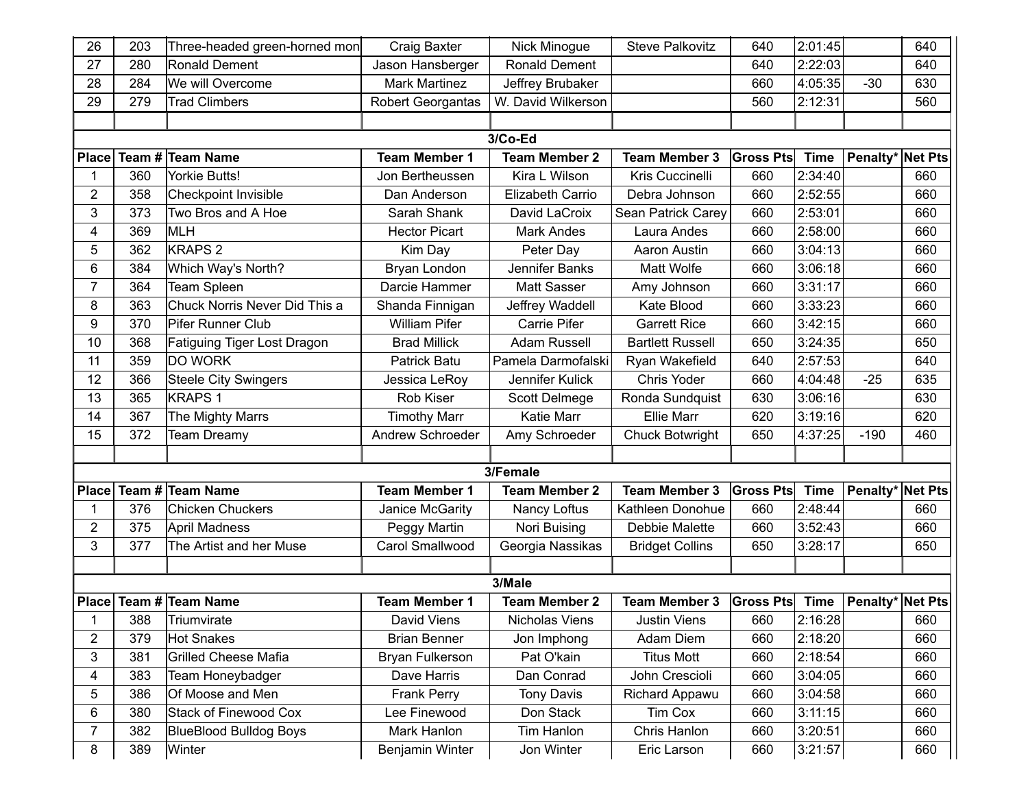| Place | Team # | Team Name | Team Member 1 | Team Member 2 | Team Member 3 | Gross Pts | Time | Penalty* | Net Pts |
|---|---|---|---|---|---|---|---|---|---|
| 26 | 203 | Three-headed green-horned mon | Craig Baxter | Nick Minogue | Steve Palkovitz | 640 | 2:01:45 | | 640 |
| 27 | 280 | Ronald Dement | Jason Hansberger | Ronald Dement | | 640 | 2:22:03 | | 640 |
| 28 | 284 | We will Overcome | Mark Martinez | Jeffrey Brubaker | | 660 | 4:05:35 | -30 | 630 |
| 29 | 279 | Trad Climbers | Robert Georgantas | W. David Wilkerson | | 560 | 2:12:31 | | 560 |

### 3/Co-Ed

| Place | Team # | Team Name | Team Member 1 | Team Member 2 | Team Member 3 | Gross Pts | Time | Penalty* | Net Pts |
|---|---|---|---|---|---|---|---|---|---|
| 1 | 360 | Yorkie Butts! | Jon Bertheussen | Kira L Wilson | Kris Cuccinelli | 660 | 2:34:40 | | 660 |
| 2 | 358 | Checkpoint Invisible | Dan Anderson | Elizabeth Carrio | Debra Johnson | 660 | 2:52:55 | | 660 |
| 3 | 373 | Two Bros and A Hoe | Sarah Shank | David LaCroix | Sean Patrick Carey | 660 | 2:53:01 | | 660 |
| 4 | 369 | MLH | Hector Picart | Mark Andes | Laura Andes | 660 | 2:58:00 | | 660 |
| 5 | 362 | KRAPS 2 | Kim Day | Peter Day | Aaron Austin | 660 | 3:04:13 | | 660 |
| 6 | 384 | Which Way's North? | Bryan London | Jennifer Banks | Matt Wolfe | 660 | 3:06:18 | | 660 |
| 7 | 364 | Team Spleen | Darcie Hammer | Matt Sasser | Amy Johnson | 660 | 3:31:17 | | 660 |
| 8 | 363 | Chuck Norris Never Did This a | Shanda Finnigan | Jeffrey Waddell | Kate Blood | 660 | 3:33:23 | | 660 |
| 9 | 370 | Pifer Runner Club | William Pifer | Carrie Pifer | Garrett Rice | 660 | 3:42:15 | | 660 |
| 10 | 368 | Fatiguing Tiger Lost Dragon | Brad Millick | Adam Russell | Bartlett Russell | 650 | 3:24:35 | | 650 |
| 11 | 359 | DO WORK | Patrick Batu | Pamela Darmofalski | Ryan Wakefield | 640 | 2:57:53 | | 640 |
| 12 | 366 | Steele City Swingers | Jessica LeRoy | Jennifer Kulick | Chris Yoder | 660 | 4:04:48 | -25 | 635 |
| 13 | 365 | KRAPS 1 | Rob Kiser | Scott Delmege | Ronda Sundquist | 630 | 3:06:16 | | 630 |
| 14 | 367 | The Mighty Marrs | Timothy Marr | Katie Marr | Ellie Marr | 620 | 3:19:16 | | 620 |
| 15 | 372 | Team Dreamy | Andrew Schroeder | Amy Schroeder | Chuck Botwright | 650 | 4:37:25 | -190 | 460 |

### 3/Female

| Place | Team # | Team Name | Team Member 1 | Team Member 2 | Team Member 3 | Gross Pts | Time | Penalty* | Net Pts |
|---|---|---|---|---|---|---|---|---|---|
| 1 | 376 | Chicken Chuckers | Janice McGarity | Nancy Loftus | Kathleen Donohue | 660 | 2:48:44 | | 660 |
| 2 | 375 | April Madness | Peggy Martin | Nori Buising | Debbie Malette | 660 | 3:52:43 | | 660 |
| 3 | 377 | The Artist and her Muse | Carol Smallwood | Georgia Nassikas | Bridget Collins | 650 | 3:28:17 | | 650 |

### 3/Male

| Place | Team # | Team Name | Team Member 1 | Team Member 2 | Team Member 3 | Gross Pts | Time | Penalty* | Net Pts |
|---|---|---|---|---|---|---|---|---|---|
| 1 | 388 | Triumvirate | David Viens | Nicholas Viens | Justin Viens | 660 | 2:16:28 | | 660 |
| 2 | 379 | Hot Snakes | Brian Benner | Jon Imphong | Adam Diem | 660 | 2:18:20 | | 660 |
| 3 | 381 | Grilled Cheese Mafia | Bryan Fulkerson | Pat O'kain | Titus Mott | 660 | 2:18:54 | | 660 |
| 4 | 383 | Team Honeybadger | Dave Harris | Dan Conrad | John Crescioli | 660 | 3:04:05 | | 660 |
| 5 | 386 | Of Moose and Men | Frank Perry | Tony Davis | Richard Appawu | 660 | 3:04:58 | | 660 |
| 6 | 380 | Stack of Finewood Cox | Lee Finewood | Don Stack | Tim Cox | 660 | 3:11:15 | | 660 |
| 7 | 382 | BlueBlood Bulldog Boys | Mark Hanlon | Tim Hanlon | Chris Hanlon | 660 | 3:20:51 | | 660 |
| 8 | 389 | Winter | Benjamin Winter | Jon Winter | Eric Larson | 660 | 3:21:57 | | 660 |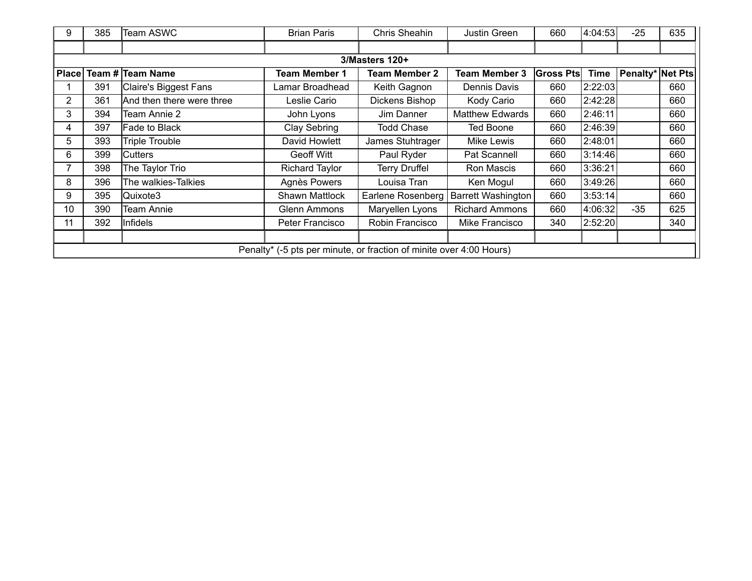| | | | | | | | | | |
|---|---|---|---|---|---|---|---|---|---|
| 9 | 385 | Team ASWC | Brian Paris | Chris Sheahin | Justin Green | 660 | 4:04:53 | -25 | 635 |

### 3/Masters 120+

| Place | Team # | Team Name | Team Member 1 | Team Member 2 | Team Member 3 | Gross Pts | Time | Penalty* | Net Pts |
|---|---|---|---|---|---|---|---|---|---|
| 1 | 391 | Claire's Biggest Fans | Lamar Broadhead | Keith Gagnon | Dennis Davis | 660 | 2:22:03 | | 660 |
| 2 | 361 | And then there were three | Leslie Cario | Dickens Bishop | Kody Cario | 660 | 2:42:28 | | 660 |
| 3 | 394 | Team Annie 2 | John Lyons | Jim Danner | Matthew Edwards | 660 | 2:46:11 | | 660 |
| 4 | 397 | Fade to Black | Clay Sebring | Todd Chase | Ted Boone | 660 | 2:46:39 | | 660 |
| 5 | 393 | Triple Trouble | David Howlett | James Stuhtrager | Mike Lewis | 660 | 2:48:01 | | 660 |
| 6 | 399 | Cutters | Geoff Witt | Paul Ryder | Pat Scannell | 660 | 3:14:46 | | 660 |
| 7 | 398 | The Taylor Trio | Richard Taylor | Terry Druffel | Ron Mascis | 660 | 3:36:21 | | 660 |
| 8 | 396 | The walkies-Talkies | Agnès Powers | Louisa Tran | Ken Mogul | 660 | 3:49:26 | | 660 |
| 9 | 395 | Quixote3 | Shawn Mattlock | Earlene Rosenberg | Barrett Washington | 660 | 3:53:14 | | 660 |
| 10 | 390 | Team Annie | Glenn Ammons | Maryellen Lyons | Richard Ammons | 660 | 4:06:32 | -35 | 625 |
| 11 | 392 | Infidels | Peter Francisco | Robin Francisco | Mike Francisco | 340 | 2:52:20 | | 340 |

Penalty* (-5 pts per minute, or fraction of minite over 4:00 Hours)